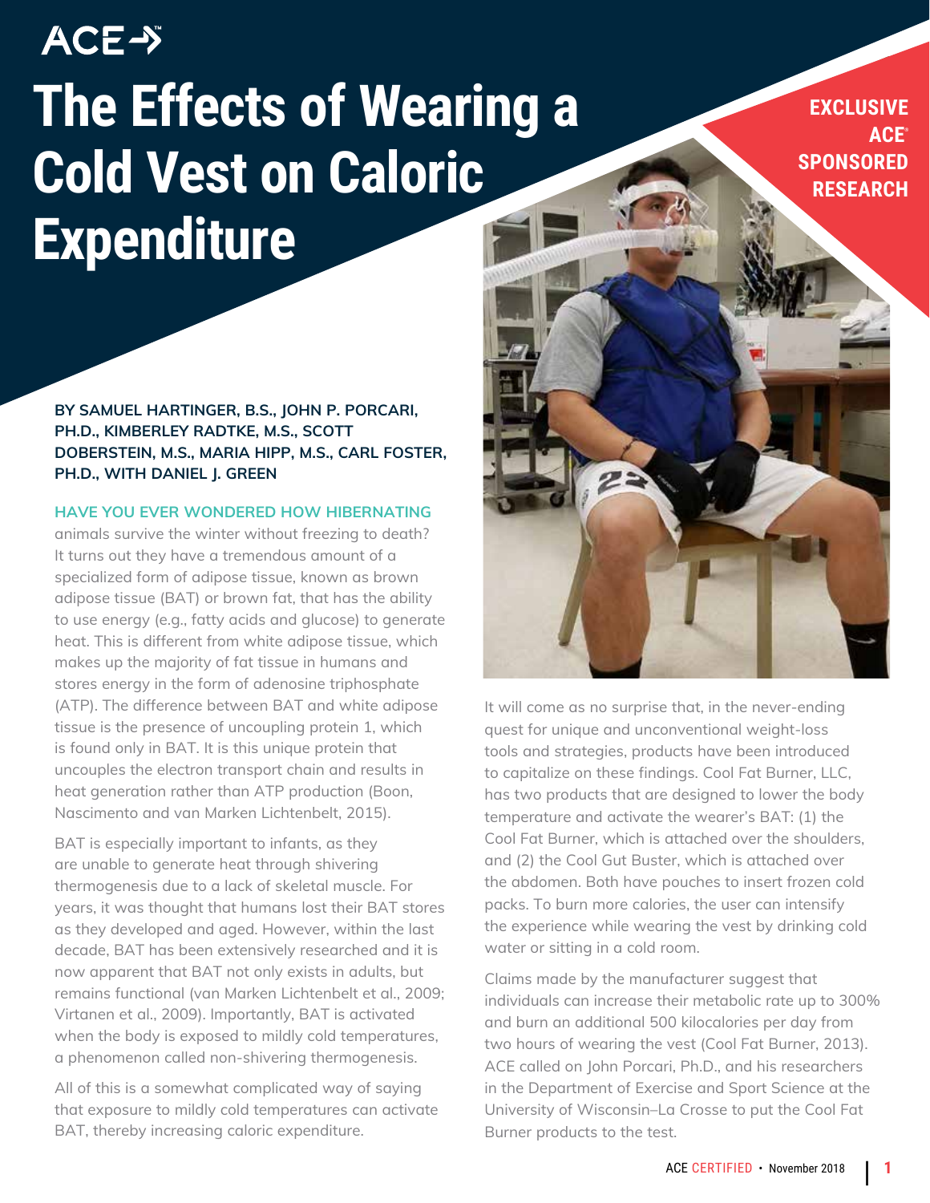ACE

# The Effects of Wearing a Cold Vest on Caloric Expenditure

**EXCLUSIVE ACE® SPONSORED RESEARCH**

**BY SAMUEL HARTINGER, B.S., JOHN P. PORCARI, PH.D., KIMBERLEY RADTKE, M.S., SCOTT DOBERSTEIN, M.S., MARIA HIPP, M.S., CARL FOSTER, PH.D., WITH DANIEL J. GREEN**

HAVE YOU EVER WONDERED HOW HIBERNATING animals survive the winter without freezing to death? It turns out they have a tremendous amount of a specialized form of adipose tissue, known as brown adipose tissue (BAT) or brown fat, that has the ability to use energy (e.g., fatty acids and glucose) to generate heat. This is different from white adipose tissue, which makes up the majority of fat tissue in humans and stores energy in the form of adenosine triphosphate (ATP). The difference between BAT and white adipose tissue is the presence of uncoupling protein 1, which is found only in BAT. It is this unique protein that uncouples the electron transport chain and results in heat generation rather than ATP production (Boon, Nascimento and van Marken Lichtenbelt, 2015).

BAT is especially important to infants, as they are unable to generate heat through shivering thermogenesis due to a lack of skeletal muscle. For years, it was thought that humans lost their BAT stores as they developed and aged. However, within the last decade, BAT has been extensively researched and it is now apparent that BAT not only exists in adults, but remains functional (van Marken Lichtenbelt et al., 2009; Virtanen et al., 2009). Importantly, BAT is activated when the body is exposed to mildly cold temperatures, a phenomenon called non-shivering thermogenesis.

All of this is a somewhat complicated way of saying that exposure to mildly cold temperatures can activate BAT, thereby increasing caloric expenditure.

It will come as no surprise that, in the never-ending quest for unique and unconventional weight-loss tools and strategies, products have been introduced to capitalize on these findings. Cool Fat Burner, LLC, has two products that are designed to lower the body temperature and activate the wearer's BAT: (1) the Cool Fat Burner, which is attached over the shoulders, and (2) the Cool Gut Buster, which is attached over the abdomen. Both have pouches to insert frozen cold packs. To burn more calories, the user can intensify the experience while wearing the vest by drinking cold water or sitting in a cold room.

Claims made by the manufacturer suggest that individuals can increase their metabolic rate up to 300% and burn an additional 500 kilocalories per day from two hours of wearing the vest (Cool Fat Burner, 2013). ACE called on John Porcari, Ph.D., and his researchers in the Department of Exercise and Sport Science at the University of Wisconsin–La Crosse to put the Cool Fat Burner products to the test.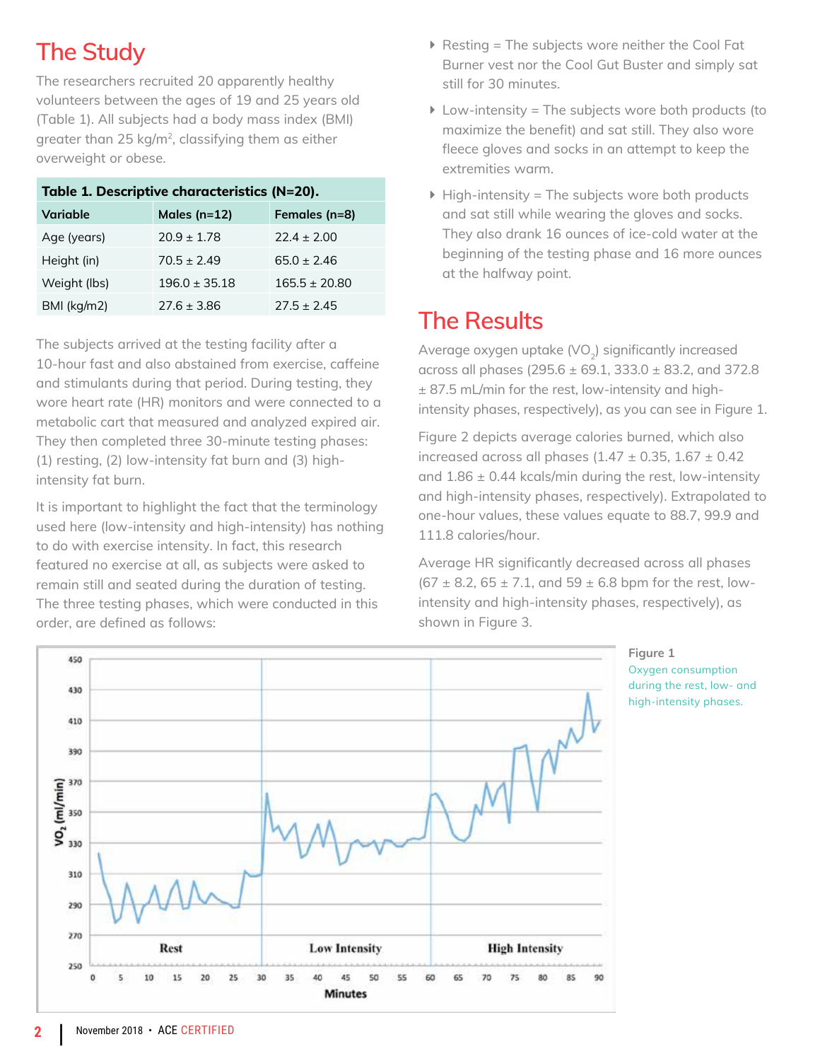## The Study

The researchers recruited 20 apparently healthy volunteers between the ages of 19 and 25 years old (Table 1). All subjects had a body mass index (BMI) greater than 25 kg/m$^2$, classifying them as either overweight or obese.

**Table 1. Descriptive characteristics (N=20).**

| Variable | Males (n=12) | Females (n=8) |
|---|---|---|
| Age (years) | 20.9 ± 1.78 | 22.4 ± 2.00 |
| Height (in) | 70.5 ± 2.49 | 65.0 ± 2.46 |
| Weight (lbs) | 196.0 ± 35.18 | 165.5 ± 20.80 |
| BMI (kg/m2) | 27.6 ± 3.86 | 27.5 ± 2.45 |

The subjects arrived at the testing facility after a 10-hour fast and also abstained from exercise, caffeine and stimulants during that period. During testing, they wore heart rate (HR) monitors and were connected to a metabolic cart that measured and analyzed expired air. They then completed three 30-minute testing phases: (1) resting, (2) low-intensity fat burn and (3) high-intensity fat burn.

It is important to highlight the fact that the terminology used here (low-intensity and high-intensity) has nothing to do with exercise intensity. In fact, this research featured no exercise at all, as subjects were asked to remain still and seated during the duration of testing. The three testing phases, which were conducted in this order, are defined as follows:

- Resting = The subjects wore neither the Cool Fat Burner vest nor the Cool Gut Buster and simply sat still for 30 minutes.
- Low-intensity = The subjects wore both products (to maximize the benefit) and sat still. They also wore fleece gloves and socks in an attempt to keep the extremities warm.
- High-intensity = The subjects wore both products and sat still while wearing the gloves and socks. They also drank 16 ounces of ice-cold water at the beginning of the testing phase and 16 more ounces at the halfway point.

## The Results

Average oxygen uptake ($VO_2$) significantly increased across all phases (295.6 ± 69.1, 333.0 ± 83.2, and 372.8 ± 87.5 mL/min for the rest, low-intensity and high-intensity phases, respectively), as you can see in Figure 1.

Figure 2 depicts average calories burned, which also increased across all phases (1.47 ± 0.35, 1.67 ± 0.42 and 1.86 ± 0.44 kcals/min during the rest, low-intensity and high-intensity phases, respectively). Extrapolated to one-hour values, these values equate to 88.7, 99.9 and 111.8 calories/hour.

Average HR significantly decreased across all phases (67 ± 8.2, 65 ± 7.1, and 59 ± 6.8 bpm for the rest, low-intensity and high-intensity phases, respectively), as shown in Figure 3.

**Figure 1**
Oxygen consumption during the rest, low- and high-intensity phases.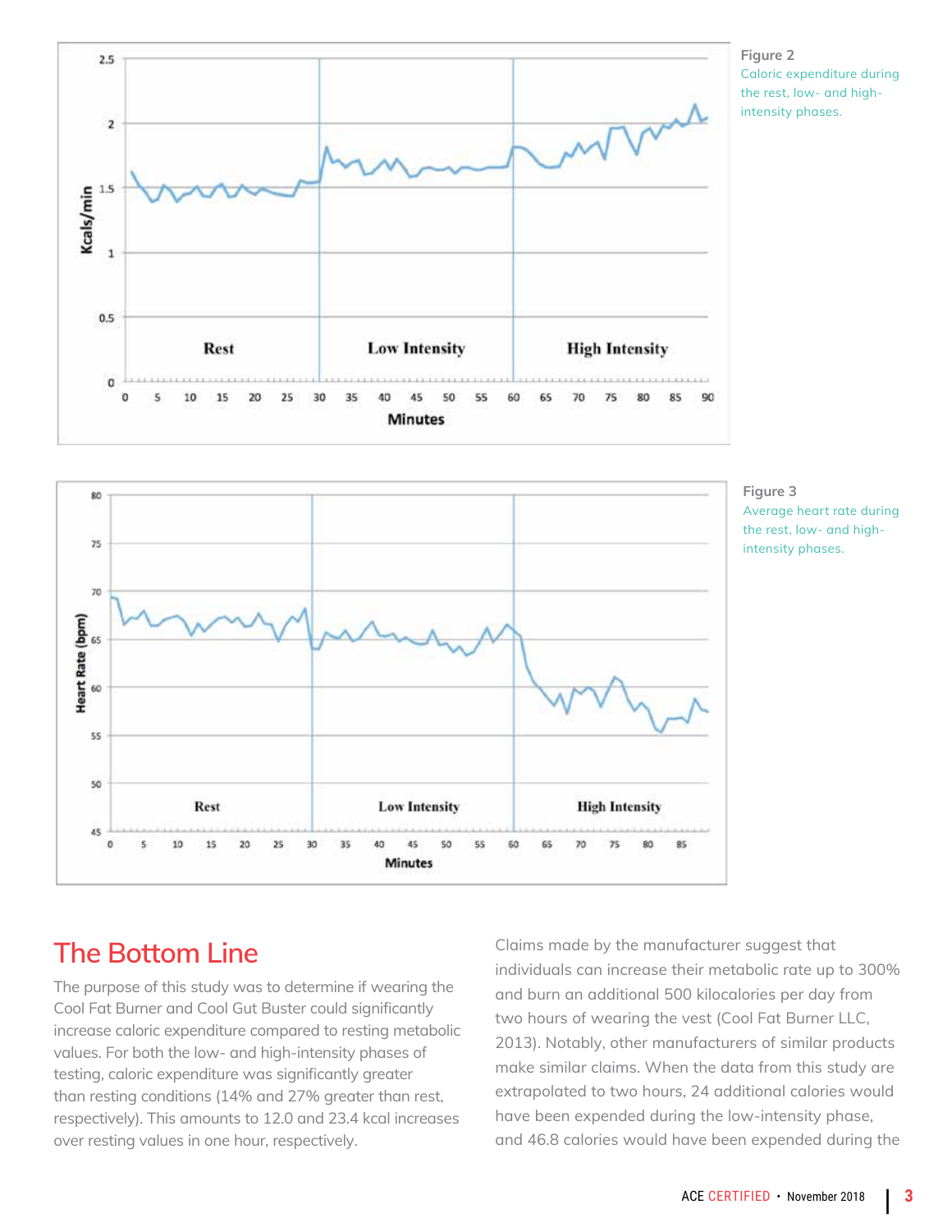**Figure 2**
Caloric expenditure during the rest, low- and high-intensity phases.

**Figure 3**
Average heart rate during the rest, low- and high-intensity phases.

## The Bottom Line

The purpose of this study was to determine if wearing the Cool Fat Burner and Cool Gut Buster could significantly increase caloric expenditure compared to resting metabolic values. For both the low- and high-intensity phases of testing, caloric expenditure was significantly greater than resting conditions (14% and 27% greater than rest, respectively). This amounts to 12.0 and 23.4 kcal increases over resting values in one hour, respectively.

Claims made by the manufacturer suggest that individuals can increase their metabolic rate up to 300% and burn an additional 500 kilocalories per day from two hours of wearing the vest (Cool Fat Burner LLC, 2013). Notably, other manufacturers of similar products make similar claims. When the data from this study are extrapolated to two hours, 24 additional calories would have been expended during the low-intensity phase, and 46.8 calories would have been expended during the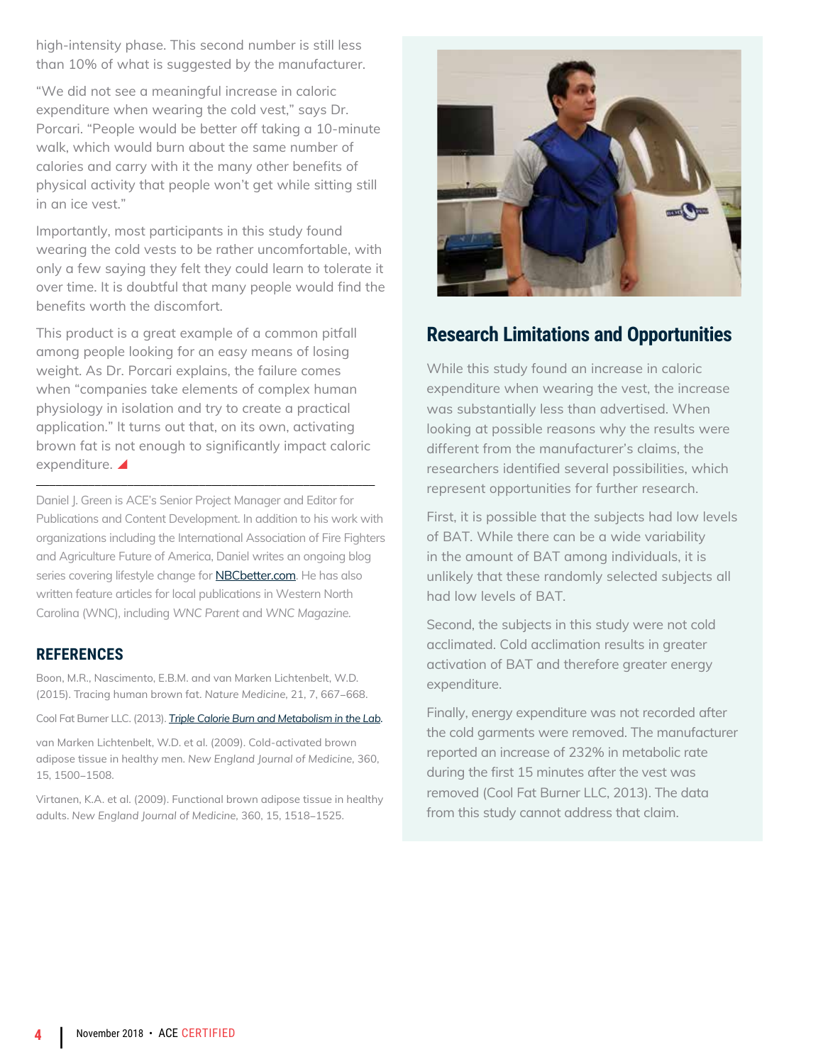high-intensity phase. This second number is still less than 10% of what is suggested by the manufacturer.

"We did not see a meaningful increase in caloric expenditure when wearing the cold vest," says Dr. Porcari. "People would be better off taking a 10-minute walk, which would burn about the same number of calories and carry with it the many other benefits of physical activity that people won't get while sitting still in an ice vest."

Importantly, most participants in this study found wearing the cold vests to be rather uncomfortable, with only a few saying they felt they could learn to tolerate it over time. It is doubtful that many people would find the benefits worth the discomfort.

This product is a great example of a common pitfall among people looking for an easy means of losing weight. As Dr. Porcari explains, the failure comes when "companies take elements of complex human physiology in isolation and try to create a practical application." It turns out that, on its own, activating brown fat is not enough to significantly impact caloric expenditure.

---

Daniel J. Green is ACE's Senior Project Manager and Editor for Publications and Content Development. In addition to his work with organizations including the International Association of Fire Fighters and Agriculture Future of America, Daniel writes an ongoing blog series covering lifestyle change for NBCbetter.com. He has also written feature articles for local publications in Western North Carolina (WNC), including *WNC Parent* and *WNC Magazine*.

## REFERENCES

Boon, M.R., Nascimento, E.B.M. and van Marken Lichtenbelt, W.D. (2015). Tracing human brown fat. *Nature Medicine*, 21, 7, 667–668.

Cool Fat Burner LLC. (2013). *Triple Calorie Burn and Metabolism in the Lab*.

van Marken Lichtenbelt, W.D. et al. (2009). Cold-activated brown adipose tissue in healthy men. *New England Journal of Medicine*, 360, 15, 1500–1508.

Virtanen, K.A. et al. (2009). Functional brown adipose tissue in healthy adults. *New England Journal of Medicine*, 360, 15, 1518–1525.

## Research Limitations and Opportunities

While this study found an increase in caloric expenditure when wearing the vest, the increase was substantially less than advertised. When looking at possible reasons why the results were different from the manufacturer's claims, the researchers identified several possibilities, which represent opportunities for further research.

First, it is possible that the subjects had low levels of BAT. While there can be a wide variability in the amount of BAT among individuals, it is unlikely that these randomly selected subjects all had low levels of BAT.

Second, the subjects in this study were not cold acclimated. Cold acclimation results in greater activation of BAT and therefore greater energy expenditure.

Finally, energy expenditure was not recorded after the cold garments were removed. The manufacturer reported an increase of 232% in metabolic rate during the first 15 minutes after the vest was removed (Cool Fat Burner LLC, 2013). The data from this study cannot address that claim.